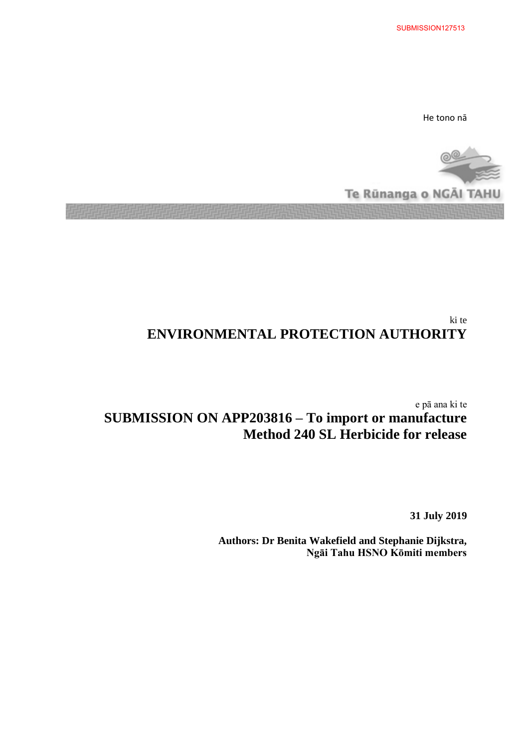SUBMISSION127513

He tono nā

Te Rūnanga o NGĀI TAHU

ki te

# ENVIRONMENTAL PROTECTION AUTHORITY

e pā ana ki te

# SUBMISSION ON APP203816 – To import or manufacture Method 240 SL Herbicide for release

**31 July 2019**

**Authors: Dr Benita Wakefield and Stephanie Dijkstra, Ngāi Tahu HSNO Kōmiti members**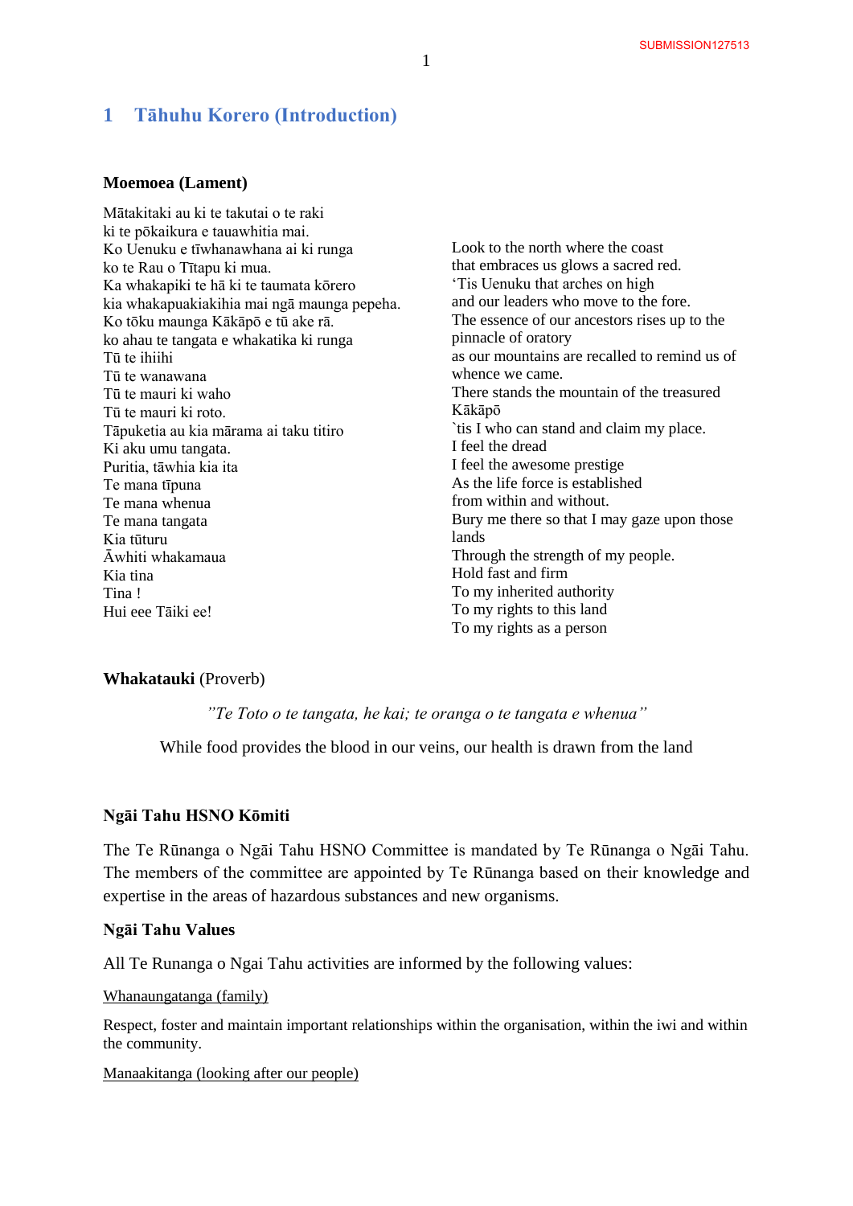# 1 Tāhuhu Korero (Introduction)

**Moemoea (Lament)**

Mātakitaki au ki te takutai o te raki
ki te pōkaikura e tauawhitia mai.
Ko Uenuku e tīwhanawhana ai ki runga
ko te Rau o Tītapu ki mua.
Ka whakapiki te hā ki te taumata kōrero
kia whakapuakiakihia mai ngā maunga pepeha.
Ko tōku maunga Kākāpō e tū ake rā.
ko ahau te tangata e whakatika ki runga
Tū te ihiihi
Tū te wanawana
Tū te mauri ki waho
Tū te mauri ki roto.
Tāpuketia au kia mārama ai taku titiro
Ki aku umu tangata.
Puritia, tāwhia kia ita
Te mana tīpuna
Te mana whenua
Te mana tangata
Kia tūturu
Āwhiti whakamaua
Kia tina
Tina !
Hui eee Tāiki ee!

Look to the north where the coast
that embraces us glows a sacred red.
'Tis Uenuku that arches on high
and our leaders who move to the fore.
The essence of our ancestors rises up to the pinnacle of oratory
as our mountains are recalled to remind us of whence we came.
There stands the mountain of the treasured Kākāpō
`tis I who can stand and claim my place.
I feel the dread
I feel the awesome prestige
As the life force is established
from within and without.
Bury me there so that I may gaze upon those lands
Through the strength of my people.
Hold fast and firm
To my inherited authority
To my rights to this land
To my rights as a person

**Whakatauki** (Proverb)

*"Te Toto o te tangata, he kai; te oranga o te tangata e whenua"*

While food provides the blood in our veins, our health is drawn from the land

**Ngāi Tahu HSNO Kōmiti**

The Te Rūnanga o Ngāi Tahu HSNO Committee is mandated by Te Rūnanga o Ngāi Tahu. The members of the committee are appointed by Te Rūnanga based on their knowledge and expertise in the areas of hazardous substances and new organisms.

**Ngāi Tahu Values**

All Te Runanga o Ngai Tahu activities are informed by the following values:

Whanaungatanga (family)

Respect, foster and maintain important relationships within the organisation, within the iwi and within the community.

Manaakitanga (looking after our people)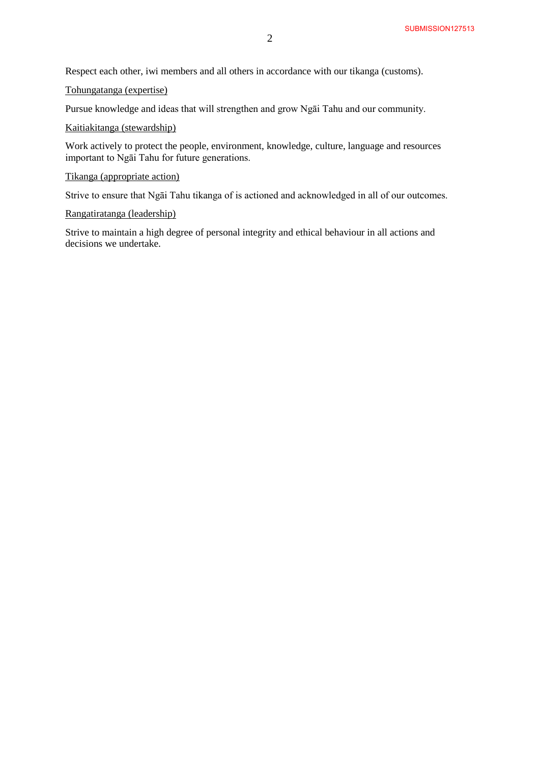Respect each other, iwi members and all others in accordance with our tikanga (customs).

<u>Tohungatanga (expertise)</u>

Pursue knowledge and ideas that will strengthen and grow Ngāi Tahu and our community.

<u>Kaitiakitanga (stewardship)</u>

Work actively to protect the people, environment, knowledge, culture, language and resources important to Ngāi Tahu for future generations.

<u>Tikanga (appropriate action)</u>

Strive to ensure that Ngāi Tahu tikanga of is actioned and acknowledged in all of our outcomes.

<u>Rangatiratanga (leadership)</u>

Strive to maintain a high degree of personal integrity and ethical behaviour in all actions and decisions we undertake.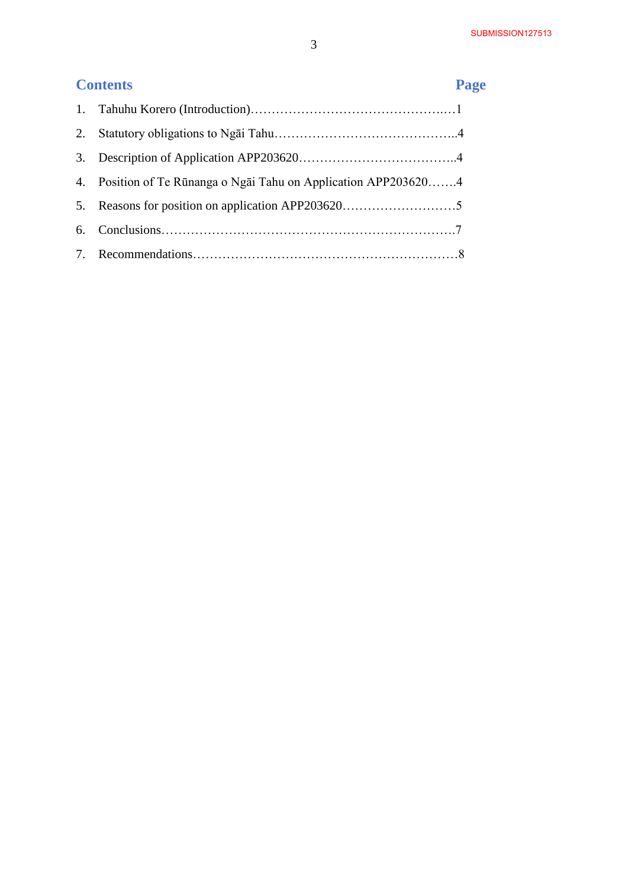## Contents

| | | Page |
|---|---|---|
| 1. | Tahuhu Korero (Introduction) | 1 |
| 2. | Statutory obligations to Ngāi Tahu | 4 |
| 3. | Description of Application APP203620 | 4 |
| 4. | Position of Te Rūnanga o Ngāi Tahu on Application APP203620 | 4 |
| 5. | Reasons for position on application APP203620 | 5 |
| 6. | Conclusions | 7 |
| 7. | Recommendations | 8 |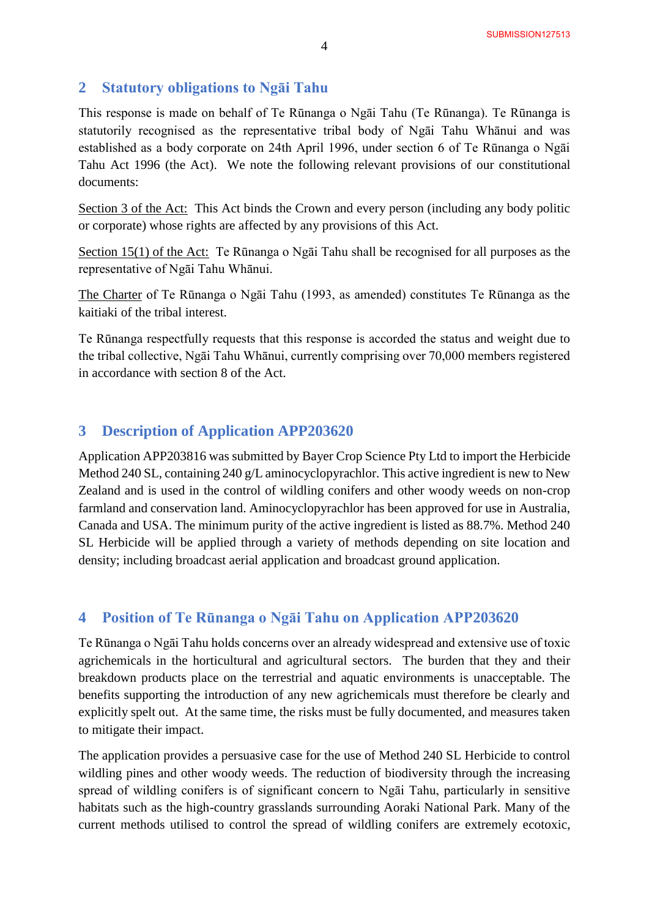## 2 Statutory obligations to Ngāi Tahu

This response is made on behalf of Te Rūnanga o Ngāi Tahu (Te Rūnanga). Te Rūnanga is statutorily recognised as the representative tribal body of Ngāi Tahu Whānui and was established as a body corporate on 24th April 1996, under section 6 of Te Rūnanga o Ngāi Tahu Act 1996 (the Act). We note the following relevant provisions of our constitutional documents:

Section 3 of the Act: This Act binds the Crown and every person (including any body politic or corporate) whose rights are affected by any provisions of this Act.

Section 15(1) of the Act: Te Rūnanga o Ngāi Tahu shall be recognised for all purposes as the representative of Ngāi Tahu Whānui.

The Charter of Te Rūnanga o Ngāi Tahu (1993, as amended) constitutes Te Rūnanga as the kaitiaki of the tribal interest.

Te Rūnanga respectfully requests that this response is accorded the status and weight due to the tribal collective, Ngāi Tahu Whānui, currently comprising over 70,000 members registered in accordance with section 8 of the Act.

## 3 Description of Application APP203620

Application APP203816 was submitted by Bayer Crop Science Pty Ltd to import the Herbicide Method 240 SL, containing 240 g/L aminocyclopyrachlor. This active ingredient is new to New Zealand and is used in the control of wildling conifers and other woody weeds on non-crop farmland and conservation land. Aminocyclopyrachlor has been approved for use in Australia, Canada and USA. The minimum purity of the active ingredient is listed as 88.7%. Method 240 SL Herbicide will be applied through a variety of methods depending on site location and density; including broadcast aerial application and broadcast ground application.

## 4 Position of Te Rūnanga o Ngāi Tahu on Application APP203620

Te Rūnanga o Ngāi Tahu holds concerns over an already widespread and extensive use of toxic agrichemicals in the horticultural and agricultural sectors. The burden that they and their breakdown products place on the terrestrial and aquatic environments is unacceptable. The benefits supporting the introduction of any new agrichemicals must therefore be clearly and explicitly spelt out. At the same time, the risks must be fully documented, and measures taken to mitigate their impact.

The application provides a persuasive case for the use of Method 240 SL Herbicide to control wildling pines and other woody weeds. The reduction of biodiversity through the increasing spread of wildling conifers is of significant concern to Ngāi Tahu, particularly in sensitive habitats such as the high-country grasslands surrounding Aoraki National Park. Many of the current methods utilised to control the spread of wildling conifers are extremely ecotoxic,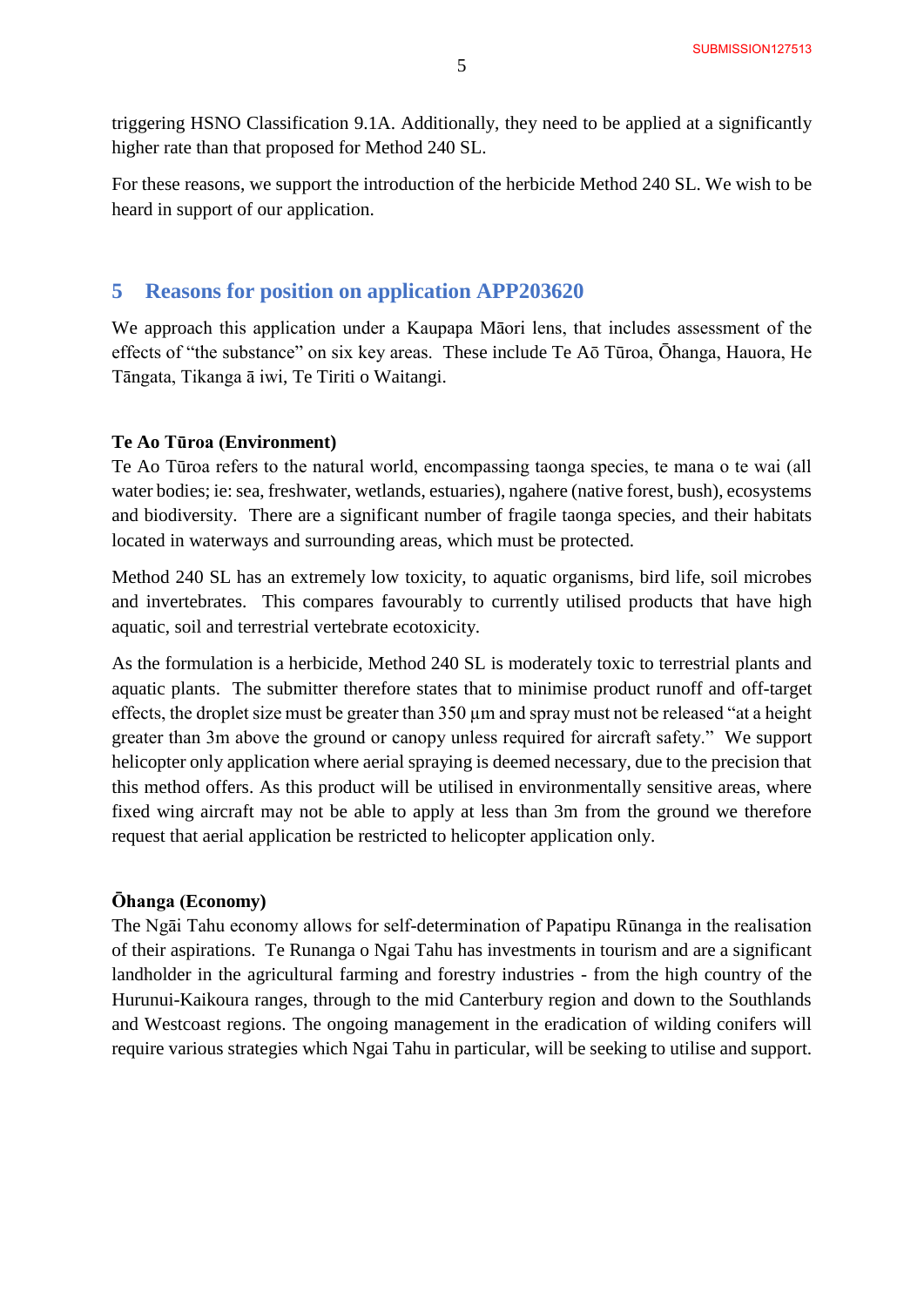triggering HSNO Classification 9.1A. Additionally, they need to be applied at a significantly higher rate than that proposed for Method 240 SL.

For these reasons, we support the introduction of the herbicide Method 240 SL. We wish to be heard in support of our application.

## 5 Reasons for position on application APP203620

We approach this application under a Kaupapa Māori lens, that includes assessment of the effects of "the substance" on six key areas. These include Te Aō Tūroa, Ōhanga, Hauora, He Tāngata, Tikanga ā iwi, Te Tiriti o Waitangi.

**Te Ao Tūroa (Environment)**

Te Ao Tūroa refers to the natural world, encompassing taonga species, te mana o te wai (all water bodies; ie: sea, freshwater, wetlands, estuaries), ngahere (native forest, bush), ecosystems and biodiversity. There are a significant number of fragile taonga species, and their habitats located in waterways and surrounding areas, which must be protected.

Method 240 SL has an extremely low toxicity, to aquatic organisms, bird life, soil microbes and invertebrates. This compares favourably to currently utilised products that have high aquatic, soil and terrestrial vertebrate ecotoxicity.

As the formulation is a herbicide, Method 240 SL is moderately toxic to terrestrial plants and aquatic plants. The submitter therefore states that to minimise product runoff and off-target effects, the droplet size must be greater than 350 µm and spray must not be released "at a height greater than 3m above the ground or canopy unless required for aircraft safety." We support helicopter only application where aerial spraying is deemed necessary, due to the precision that this method offers. As this product will be utilised in environmentally sensitive areas, where fixed wing aircraft may not be able to apply at less than 3m from the ground we therefore request that aerial application be restricted to helicopter application only.

**Ōhanga (Economy)**

The Ngāi Tahu economy allows for self-determination of Papatipu Rūnanga in the realisation of their aspirations. Te Runanga o Ngai Tahu has investments in tourism and are a significant landholder in the agricultural farming and forestry industries - from the high country of the Hurunui-Kaikoura ranges, through to the mid Canterbury region and down to the Southlands and Westcoast regions. The ongoing management in the eradication of wilding conifers will require various strategies which Ngai Tahu in particular, will be seeking to utilise and support.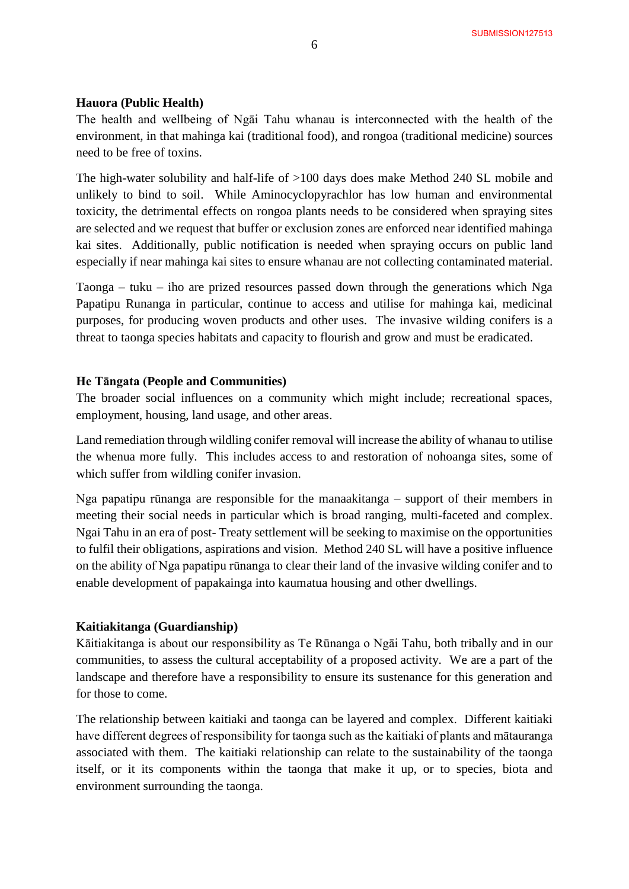**Hauora (Public Health)**

The health and wellbeing of Ngāi Tahu whanau is interconnected with the health of the environment, in that mahinga kai (traditional food), and rongoa (traditional medicine) sources need to be free of toxins.

The high-water solubility and half-life of >100 days does make Method 240 SL mobile and unlikely to bind to soil. While Aminocyclopyrachlor has low human and environmental toxicity, the detrimental effects on rongoa plants needs to be considered when spraying sites are selected and we request that buffer or exclusion zones are enforced near identified mahinga kai sites. Additionally, public notification is needed when spraying occurs on public land especially if near mahinga kai sites to ensure whanau are not collecting contaminated material.

Taonga – tuku – iho are prized resources passed down through the generations which Nga Papatipu Runanga in particular, continue to access and utilise for mahinga kai, medicinal purposes, for producing woven products and other uses. The invasive wilding conifers is a threat to taonga species habitats and capacity to flourish and grow and must be eradicated.

**He Tāngata (People and Communities)**

The broader social influences on a community which might include; recreational spaces, employment, housing, land usage, and other areas.

Land remediation through wildling conifer removal will increase the ability of whanau to utilise the whenua more fully. This includes access to and restoration of nohoanga sites, some of which suffer from wildling conifer invasion.

Nga papatipu rūnanga are responsible for the manaakitanga – support of their members in meeting their social needs in particular which is broad ranging, multi-faceted and complex. Ngai Tahu in an era of post- Treaty settlement will be seeking to maximise on the opportunities to fulfil their obligations, aspirations and vision. Method 240 SL will have a positive influence on the ability of Nga papatipu rūnanga to clear their land of the invasive wilding conifer and to enable development of papakainga into kaumatua housing and other dwellings.

**Kaitiakitanga (Guardianship)**

Kāitiakitanga is about our responsibility as Te Rūnanga o Ngāi Tahu, both tribally and in our communities, to assess the cultural acceptability of a proposed activity. We are a part of the landscape and therefore have a responsibility to ensure its sustenance for this generation and for those to come.

The relationship between kaitiaki and taonga can be layered and complex. Different kaitiaki have different degrees of responsibility for taonga such as the kaitiaki of plants and mātauranga associated with them. The kaitiaki relationship can relate to the sustainability of the taonga itself, or it its components within the taonga that make it up, or to species, biota and environment surrounding the taonga.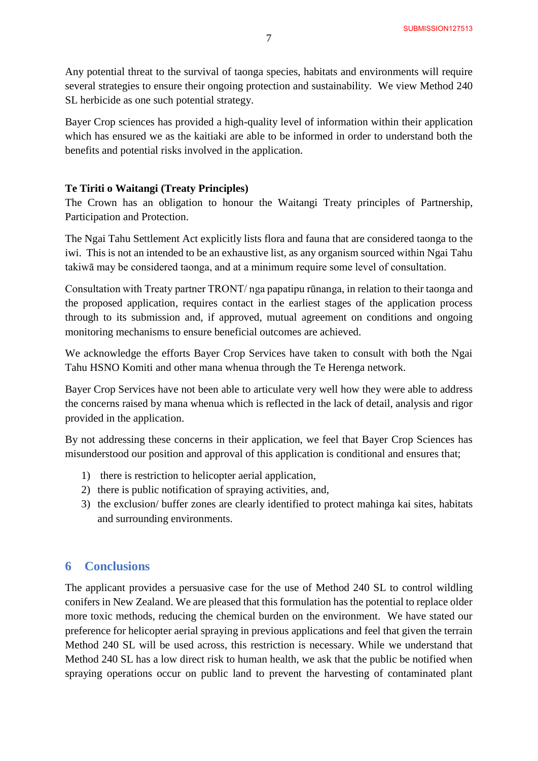Any potential threat to the survival of taonga species, habitats and environments will require several strategies to ensure their ongoing protection and sustainability. We view Method 240 SL herbicide as one such potential strategy.

Bayer Crop sciences has provided a high-quality level of information within their application which has ensured we as the kaitiaki are able to be informed in order to understand both the benefits and potential risks involved in the application.

**Te Tiriti o Waitangi (Treaty Principles)**

The Crown has an obligation to honour the Waitangi Treaty principles of Partnership, Participation and Protection.

The Ngai Tahu Settlement Act explicitly lists flora and fauna that are considered taonga to the iwi. This is not an intended to be an exhaustive list, as any organism sourced within Ngai Tahu takiwā may be considered taonga, and at a minimum require some level of consultation.

Consultation with Treaty partner TRONT/ nga papatipu rūnanga, in relation to their taonga and the proposed application, requires contact in the earliest stages of the application process through to its submission and, if approved, mutual agreement on conditions and ongoing monitoring mechanisms to ensure beneficial outcomes are achieved.

We acknowledge the efforts Bayer Crop Services have taken to consult with both the Ngai Tahu HSNO Komiti and other mana whenua through the Te Herenga network.

Bayer Crop Services have not been able to articulate very well how they were able to address the concerns raised by mana whenua which is reflected in the lack of detail, analysis and rigor provided in the application.

By not addressing these concerns in their application, we feel that Bayer Crop Sciences has misunderstood our position and approval of this application is conditional and ensures that;

1) there is restriction to helicopter aerial application,
2) there is public notification of spraying activities, and,
3) the exclusion/ buffer zones are clearly identified to protect mahinga kai sites, habitats and surrounding environments.

## 6 Conclusions

The applicant provides a persuasive case for the use of Method 240 SL to control wildling conifers in New Zealand. We are pleased that this formulation has the potential to replace older more toxic methods, reducing the chemical burden on the environment. We have stated our preference for helicopter aerial spraying in previous applications and feel that given the terrain Method 240 SL will be used across, this restriction is necessary. While we understand that Method 240 SL has a low direct risk to human health, we ask that the public be notified when spraying operations occur on public land to prevent the harvesting of contaminated plant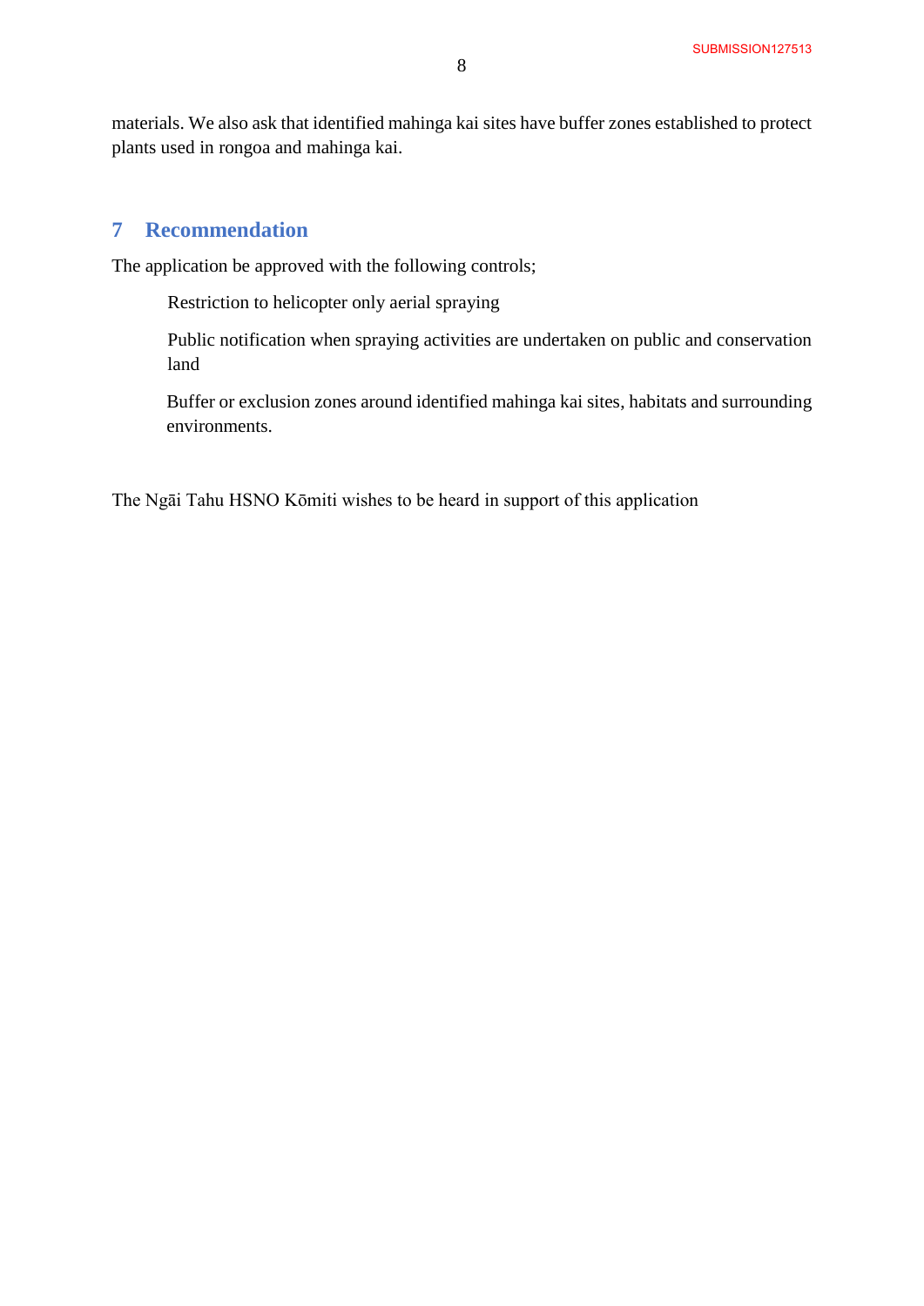materials. We also ask that identified mahinga kai sites have buffer zones established to protect plants used in rongoa and mahinga kai.

## 7 Recommendation

The application be approved with the following controls;

- Restriction to helicopter only aerial spraying
- Public notification when spraying activities are undertaken on public and conservation land
- Buffer or exclusion zones around identified mahinga kai sites, habitats and surrounding environments.

The Ngāi Tahu HSNO Kōmiti wishes to be heard in support of this application